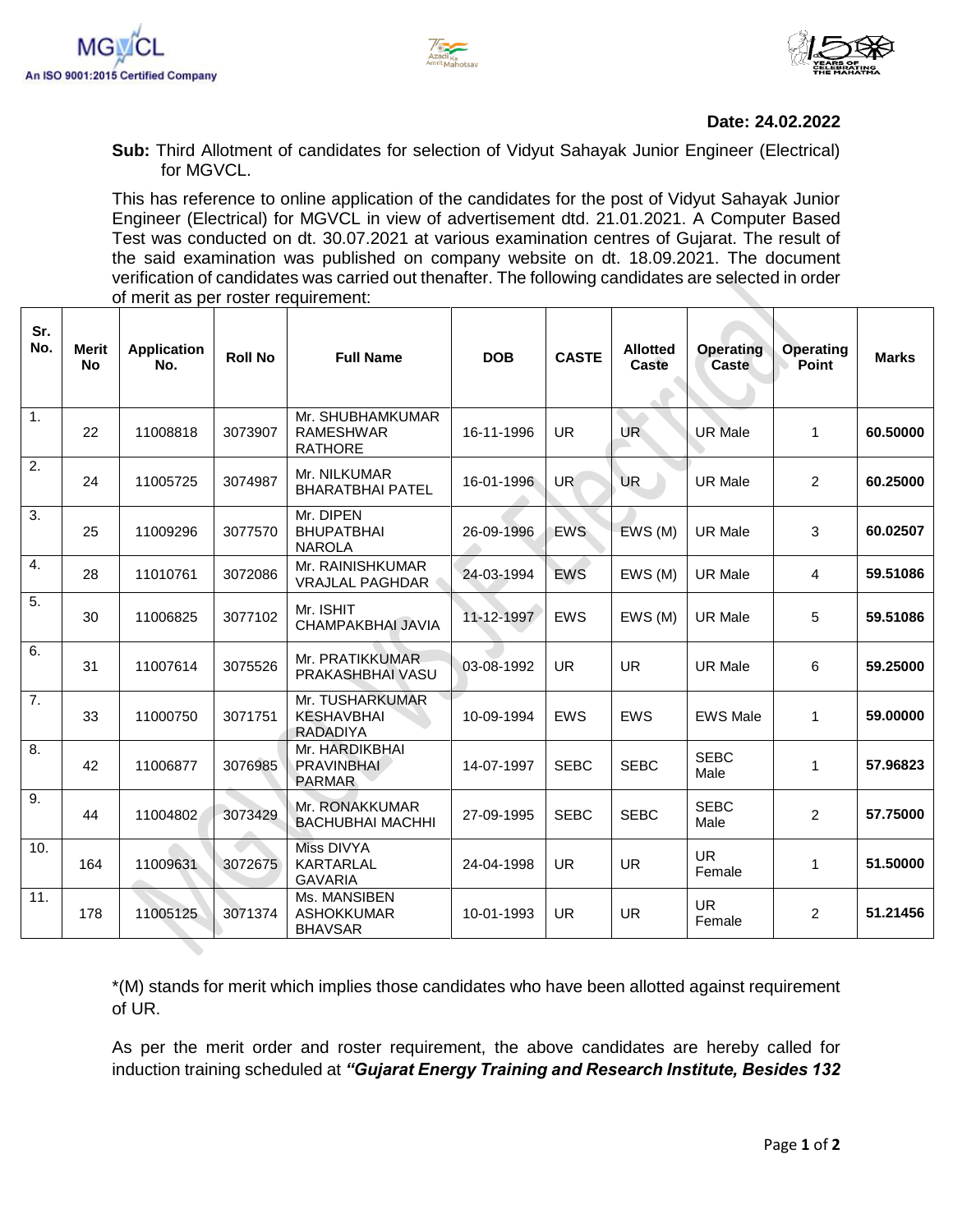MGVCL
An ISO 9001:2015 Certified Company

**Date: 24.02.2022**

**Sub:** Third Allotment of candidates for selection of Vidyut Sahayak Junior Engineer (Electrical) for MGVCL.

This has reference to online application of the candidates for the post of Vidyut Sahayak Junior Engineer (Electrical) for MGVCL in view of advertisement dtd. 21.01.2021. A Computer Based Test was conducted on dt. 30.07.2021 at various examination centres of Gujarat. The result of the said examination was published on company website on dt. 18.09.2021. The document verification of candidates was carried out thenafter. The following candidates are selected in order of merit as per roster requirement:

| Sr. No. | Merit No | Application No. | Roll No | Full Name | DOB | CASTE | Allotted Caste | Operating Caste | Operating Point | Marks |
|---|---|---|---|---|---|---|---|---|---|---|
| 1. | 22 | 11008818 | 3073907 | Mr. SHUBHAMKUMAR RAMESHWAR RATHORE | 16-11-1996 | UR | UR | UR Male | 1 | **60.50000** |
| 2. | 24 | 11005725 | 3074987 | Mr. NILKUMAR BHARATBHAI PATEL | 16-01-1996 | UR | UR | UR Male | 2 | **60.25000** |
| 3. | 25 | 11009296 | 3077570 | Mr. DIPEN BHUPATBHAI NAROLA | 26-09-1996 | EWS | EWS (M) | UR Male | 3 | **60.02507** |
| 4. | 28 | 11010761 | 3072086 | Mr. RAINISHKUMAR VRAJLAL PAGHDAR | 24-03-1994 | EWS | EWS (M) | UR Male | 4 | **59.51086** |
| 5. | 30 | 11006825 | 3077102 | Mr. ISHIT CHAMPAKBHAI JAVIA | 11-12-1997 | EWS | EWS (M) | UR Male | 5 | **59.51086** |
| 6. | 31 | 11007614 | 3075526 | Mr. PRATIKKUMAR PRAKASHBHAI VASU | 03-08-1992 | UR | UR | UR Male | 6 | **59.25000** |
| 7. | 33 | 11000750 | 3071751 | Mr. TUSHARKUMAR KESHAVBHAI RADADIYA | 10-09-1994 | EWS | EWS | EWS Male | 1 | **59.00000** |
| 8. | 42 | 11006877 | 3076985 | Mr. HARDIKBHAI PRAVINBHAI PARMAR | 14-07-1997 | SEBC | SEBC | SEBC Male | 1 | **57.96823** |
| 9. | 44 | 11004802 | 3073429 | Mr. RONAKKUMAR BACHUBHAI MACHHI | 27-09-1995 | SEBC | SEBC | SEBC Male | 2 | **57.75000** |
| 10. | 164 | 11009631 | 3072675 | Miss DIVYA KARTARLAL GAVARIA | 24-04-1998 | UR | UR | UR Female | 1 | **51.50000** |
| 11. | 178 | 11005125 | 3071374 | Ms. MANSIBEN ASHOKKUMAR BHAVSAR | 10-01-1993 | UR | UR | UR Female | 2 | **51.21456** |

*(M) stands for merit which implies those candidates who have been allotted against requirement of UR.

As per the merit order and roster requirement, the above candidates are hereby called for induction training scheduled at ***"Gujarat Energy Training and Research Institute, Besides 132***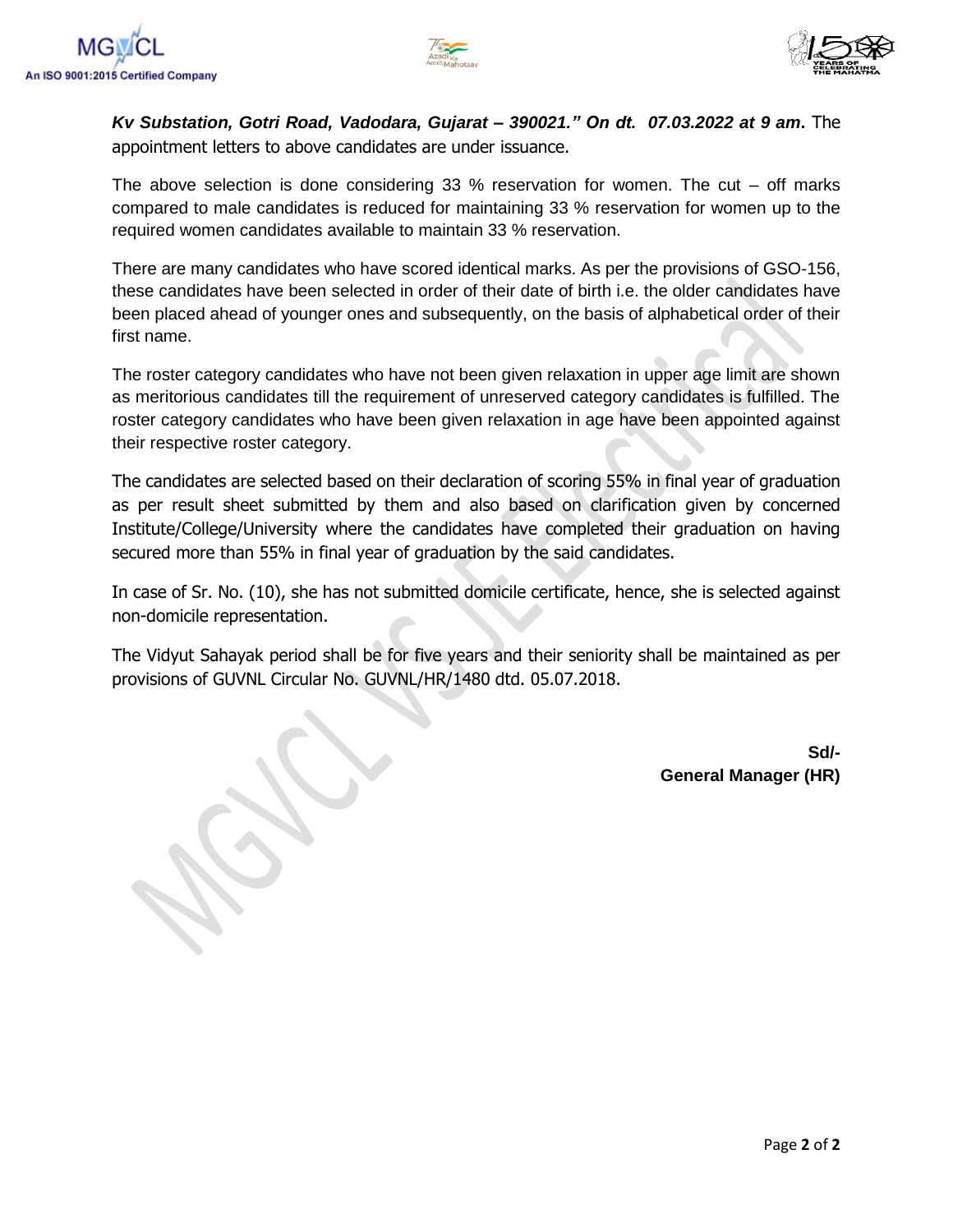***Kv Substation, Gotri Road, Vadodara, Gujarat – 390021." On dt. 07.03.2022 at 9 am***. The appointment letters to above candidates are under issuance.

The above selection is done considering 33 % reservation for women. The cut – off marks compared to male candidates is reduced for maintaining 33 % reservation for women up to the required women candidates available to maintain 33 % reservation.

There are many candidates who have scored identical marks. As per the provisions of GSO-156, these candidates have been selected in order of their date of birth i.e. the older candidates have been placed ahead of younger ones and subsequently, on the basis of alphabetical order of their first name.

The roster category candidates who have not been given relaxation in upper age limit are shown as meritorious candidates till the requirement of unreserved category candidates is fulfilled. The roster category candidates who have been given relaxation in age have been appointed against their respective roster category.

The candidates are selected based on their declaration of scoring 55% in final year of graduation as per result sheet submitted by them and also based on clarification given by concerned Institute/College/University where the candidates have completed their graduation on having secured more than 55% in final year of graduation by the said candidates.

In case of Sr. No. (10), she has not submitted domicile certificate, hence, she is selected against non-domicile representation.

The Vidyut Sahayak period shall be for five years and their seniority shall be maintained as per provisions of GUVNL Circular No. GUVNL/HR/1480 dtd. 05.07.2018.

**Sd/-**
**General Manager (HR)**